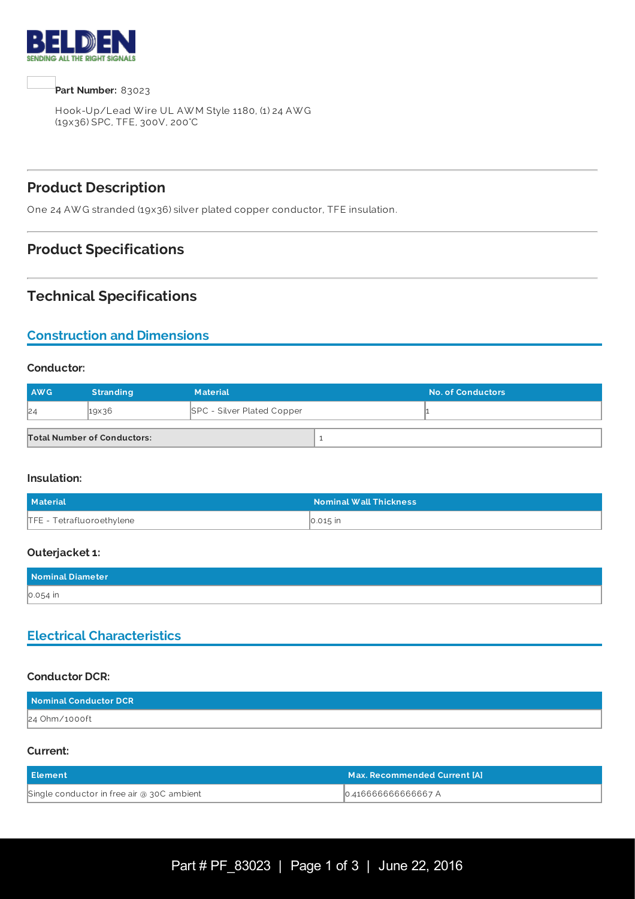**Part Number:** 83023

Hook-Up/Lead Wire UL AWM Style 1180, (1) 24 AWG (19x36) SPC, TFE, 300V, 200°C

## Product Description

One 24 AWG stranded (19x36) silver plated copper conductor, TFE insulation.

## Product Specifications

## Technical Specifications

### Construction and Dimensions

#### Conductor:

| AWG | Stranding | Material | No. of Conductors |
|---|---|---|---|
| 24 | 19x36 | SPC - Silver Plated Copper | 1 |

| Total Number of Conductors: | 1 |
|---|---|

#### Insulation:

| Material | Nominal Wall Thickness |
|---|---|
| TFE - Tetrafluoroethylene | 0.015 in |

#### Outerjacket 1:

| Nominal Diameter |
|---|
| 0.054 in |

### Electrical Characteristics

#### Conductor DCR:

| Nominal Conductor DCR |
|---|
| 24 Ohm/1000ft |

#### Current:

| Element | Max. Recommended Current [A] |
|---|---|
| Single conductor in free air @ 30C ambient | 0.416666666666667 A |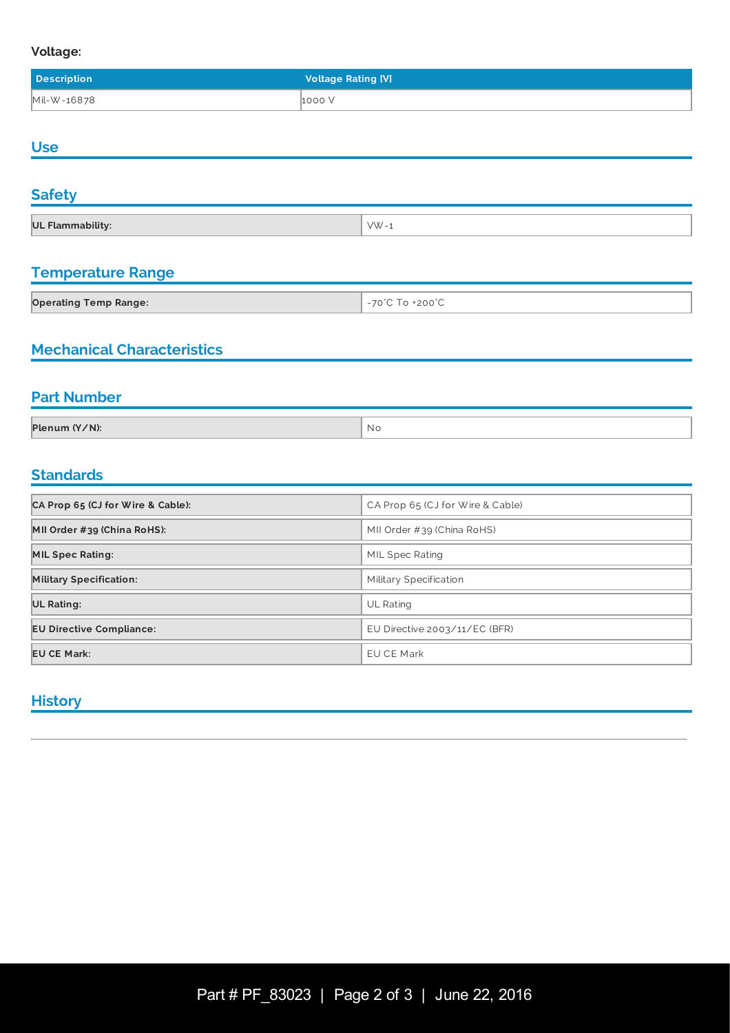**Voltage:**

| Description | Voltage Rating [V] |
| --- | --- |
| Mil-W-16878 | 1000 V |

## Use

## Safety

| | |
| --- | --- |
| **UL Flammability:** | VW-1 |

## Temperature Range

| | |
| --- | --- |
| **Operating Temp Range:** | -70°C To +200°C |

## Mechanical Characteristics

## Part Number

| | |
| --- | --- |
| **Plenum (Y/N):** | No |

## Standards

| | |
| --- | --- |
| **CA Prop 65 (CJ for Wire & Cable):** | CA Prop 65 (CJ for Wire & Cable) |
| **MII Order #39 (China RoHS):** | MII Order #39 (China RoHS) |
| **MIL Spec Rating:** | MIL Spec Rating |
| **Military Specification:** | Military Specification |
| **UL Rating:** | UL Rating |
| **EU Directive Compliance:** | EU Directive 2003/11/EC (BFR) |
| **EU CE Mark:** | EU CE Mark |

## History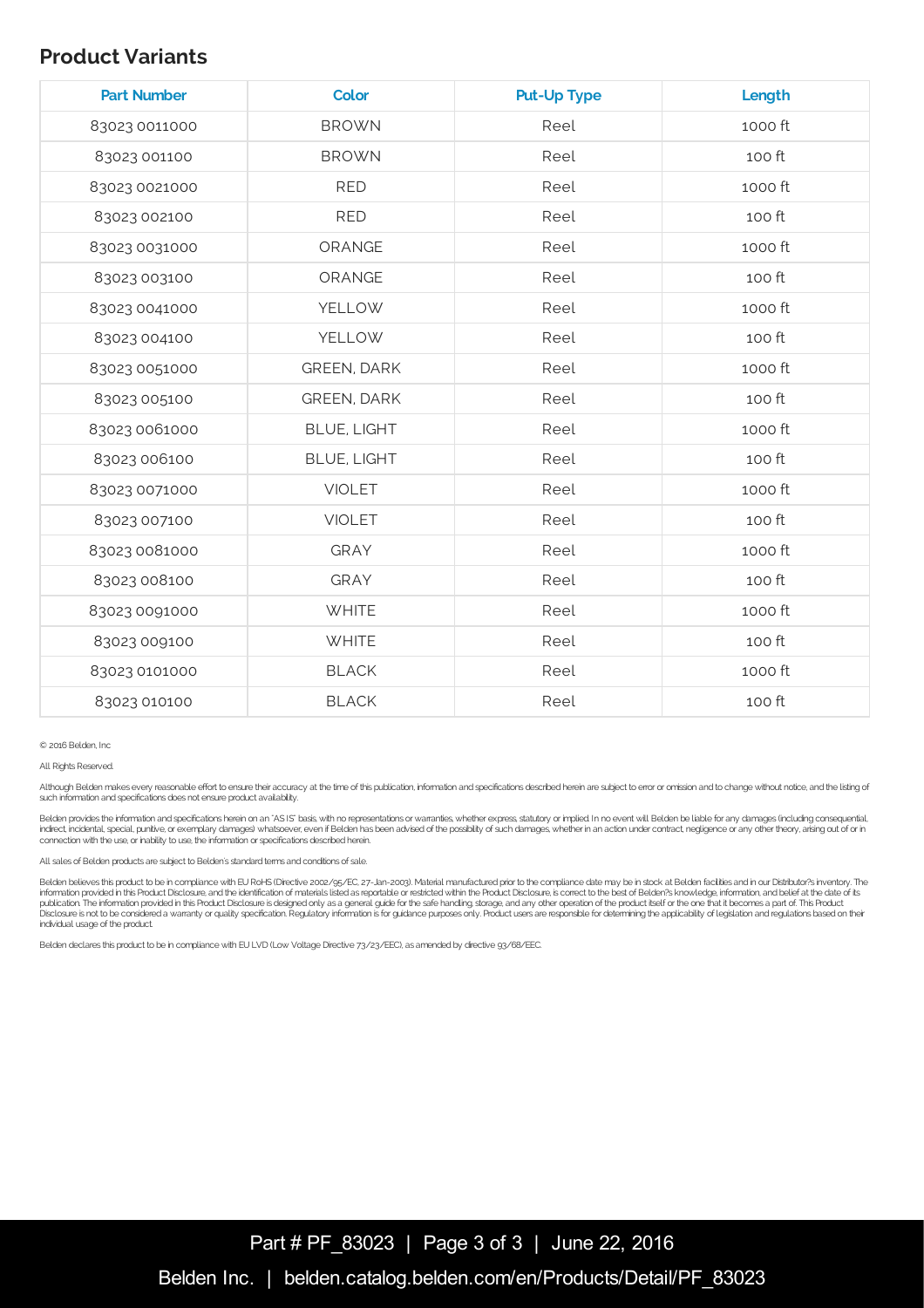## Product Variants

| Part Number | Color | Put-Up Type | Length |
|---|---|---|---|
| 83023 0011000 | BROWN | Reel | 1000 ft |
| 83023 001100 | BROWN | Reel | 100 ft |
| 83023 0021000 | RED | Reel | 1000 ft |
| 83023 002100 | RED | Reel | 100 ft |
| 83023 0031000 | ORANGE | Reel | 1000 ft |
| 83023 003100 | ORANGE | Reel | 100 ft |
| 83023 0041000 | YELLOW | Reel | 1000 ft |
| 83023 004100 | YELLOW | Reel | 100 ft |
| 83023 0051000 | GREEN, DARK | Reel | 1000 ft |
| 83023 005100 | GREEN, DARK | Reel | 100 ft |
| 83023 0061000 | BLUE, LIGHT | Reel | 1000 ft |
| 83023 006100 | BLUE, LIGHT | Reel | 100 ft |
| 83023 0071000 | VIOLET | Reel | 1000 ft |
| 83023 007100 | VIOLET | Reel | 100 ft |
| 83023 0081000 | GRAY | Reel | 1000 ft |
| 83023 008100 | GRAY | Reel | 100 ft |
| 83023 0091000 | WHITE | Reel | 1000 ft |
| 83023 009100 | WHITE | Reel | 100 ft |
| 83023 0101000 | BLACK | Reel | 1000 ft |
| 83023 010100 | BLACK | Reel | 100 ft |

© 2016 Belden, Inc

All Rights Reserved.

Although Belden makes every reasonable effort to ensure their accuracy at the time of this publication, information and specifications described herein are subject to error or omission and to change without notice, and the listing of such information and specifications does not ensure product availablity.

Belden provides the information and specifications herein on an "AS IS" basis, with no representations or warranties, whether express, statutory or implied. In no event will Belden be liable for any damages (including consequential, indirect, incidental, special, punitive, or exemplary damages) whatsoever, even if Belden has been advised of the possibility of such damages, whether in an action under contract, negligence or any other theory, arising out of or in connection with the use, or inability to use, the information or specifications described herein.

All sales of Belden products are subject to Belden's standard terms and conditions of sale.

Belden believes this product to be in compliance with EU RoHS (Directive 2002/95/EC, 27-Jan-2003). Material manufactured prior to the compliance date may be in stock at Belden facilities and in our Distributor?s inventory. The information provided in this Product Disclosure, and the identification of materials listed as reportable or restricted within the Product Disclosure, is correct to the best of Belden?s knowledge, information, and belief at the date of its publication. The information provided in this Product Disclosure is designed only as a general guide for the safe handling, storage, and any other operation of the product itself or the one that it becomes a part of. This Product Disclosure is not to be considered a warranty or quality specification. Regulatory information is for guidance purposes only. Product users are responsible for determining the applicability of legislation and regulations based on their individual usage of the product.

Belden declares this product to be in compliance with EU LVD (Low Voltage Directive 73/23/EEC), as amended by directive 93/68/EEC.